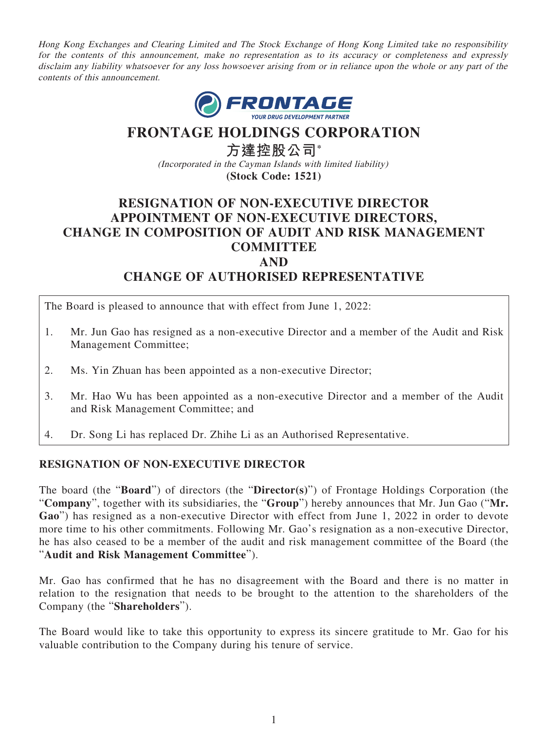*Hong Kong Exchanges and Clearing Limited and The Stock Exchange of Hong Kong Limited take no responsibility for the contents of this announcement, make no representation as to its accuracy or completeness and expressly disclaim any liability whatsoever for any loss howsoever arising from or in reliance upon the whole or any part of the contents of this announcement.*

# FRONTAGE HOLDINGS CORPORATION

**方達控股公司***

*(Incorporated in the Cayman Islands with limited liability)*

**(Stock Code: 1521)**

## RESIGNATION OF NON-EXECUTIVE DIRECTOR APPOINTMENT OF NON-EXECUTIVE DIRECTORS, CHANGE IN COMPOSITION OF AUDIT AND RISK MANAGEMENT COMMITTEE AND CHANGE OF AUTHORISED REPRESENTATIVE

The Board is pleased to announce that with effect from June 1, 2022:

1. Mr. Jun Gao has resigned as a non-executive Director and a member of the Audit and Risk Management Committee;
2. Ms. Yin Zhuan has been appointed as a non-executive Director;
3. Mr. Hao Wu has been appointed as a non-executive Director and a member of the Audit and Risk Management Committee; and
4. Dr. Song Li has replaced Dr. Zhihe Li as an Authorised Representative.

## RESIGNATION OF NON-EXECUTIVE DIRECTOR

The board (the "**Board**") of directors (the "**Director(s)**") of Frontage Holdings Corporation (the "**Company**", together with its subsidiaries, the "**Group**") hereby announces that Mr. Jun Gao ("**Mr. Gao**") has resigned as a non-executive Director with effect from June 1, 2022 in order to devote more time to his other commitments. Following Mr. Gao's resignation as a non-executive Director, he has also ceased to be a member of the audit and risk management committee of the Board (the "**Audit and Risk Management Committee**").

Mr. Gao has confirmed that he has no disagreement with the Board and there is no matter in relation to the resignation that needs to be brought to the attention to the shareholders of the Company (the "**Shareholders**").

The Board would like to take this opportunity to express its sincere gratitude to Mr. Gao for his valuable contribution to the Company during his tenure of service.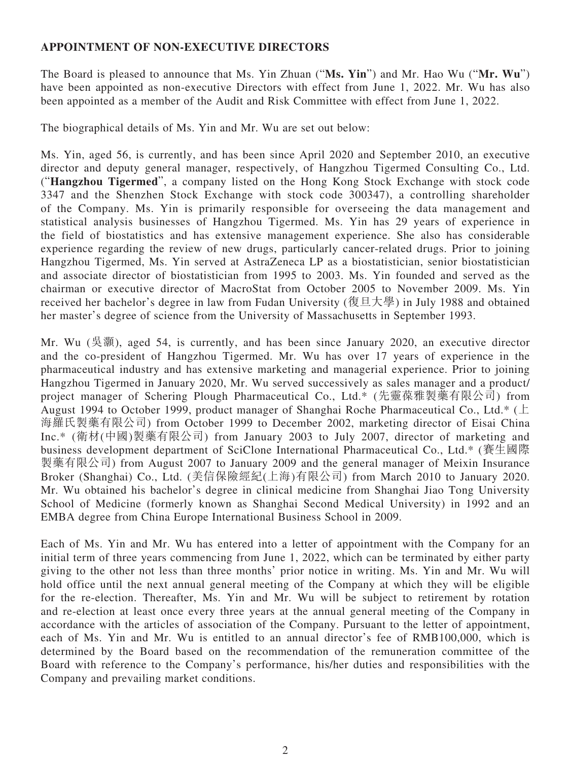**APPOINTMENT OF NON-EXECUTIVE DIRECTORS**

The Board is pleased to announce that Ms. Yin Zhuan ("**Ms. Yin**") and Mr. Hao Wu ("**Mr. Wu**") have been appointed as non-executive Directors with effect from June 1, 2022. Mr. Wu has also been appointed as a member of the Audit and Risk Committee with effect from June 1, 2022.

The biographical details of Ms. Yin and Mr. Wu are set out below:

Ms. Yin, aged 56, is currently, and has been since April 2020 and September 2010, an executive director and deputy general manager, respectively, of Hangzhou Tigermed Consulting Co., Ltd. ("**Hangzhou Tigermed**", a company listed on the Hong Kong Stock Exchange with stock code 3347 and the Shenzhen Stock Exchange with stock code 300347), a controlling shareholder of the Company. Ms. Yin is primarily responsible for overseeing the data management and statistical analysis businesses of Hangzhou Tigermed. Ms. Yin has 29 years of experience in the field of biostatistics and has extensive management experience. She also has considerable experience regarding the review of new drugs, particularly cancer-related drugs. Prior to joining Hangzhou Tigermed, Ms. Yin served at AstraZeneca LP as a biostatistician, senior biostatistician and associate director of biostatistician from 1995 to 2003. Ms. Yin founded and served as the chairman or executive director of MacroStat from October 2005 to November 2009. Ms. Yin received her bachelor's degree in law from Fudan University (復旦大學) in July 1988 and obtained her master's degree of science from the University of Massachusetts in September 1993.

Mr. Wu (吳灝), aged 54, is currently, and has been since January 2020, an executive director and the co-president of Hangzhou Tigermed. Mr. Wu has over 17 years of experience in the pharmaceutical industry and has extensive marketing and managerial experience. Prior to joining Hangzhou Tigermed in January 2020, Mr. Wu served successively as sales manager and a product/project manager of Schering Plough Pharmaceutical Co., Ltd.* (先靈葆雅製藥有限公司) from August 1994 to October 1999, product manager of Shanghai Roche Pharmaceutical Co., Ltd.* (上海羅氏製藥有限公司) from October 1999 to December 2002, marketing director of Eisai China Inc.* (衛材(中國)製藥有限公司) from January 2003 to July 2007, director of marketing and business development department of SciClone International Pharmaceutical Co., Ltd.* (賽生國際製藥有限公司) from August 2007 to January 2009 and the general manager of Meixin Insurance Broker (Shanghai) Co., Ltd. (美信保險經紀(上海)有限公司) from March 2010 to January 2020. Mr. Wu obtained his bachelor's degree in clinical medicine from Shanghai Jiao Tong University School of Medicine (formerly known as Shanghai Second Medical University) in 1992 and an EMBA degree from China Europe International Business School in 2009.

Each of Ms. Yin and Mr. Wu has entered into a letter of appointment with the Company for an initial term of three years commencing from June 1, 2022, which can be terminated by either party giving to the other not less than three months' prior notice in writing. Ms. Yin and Mr. Wu will hold office until the next annual general meeting of the Company at which they will be eligible for the re-election. Thereafter, Ms. Yin and Mr. Wu will be subject to retirement by rotation and re-election at least once every three years at the annual general meeting of the Company in accordance with the articles of association of the Company. Pursuant to the letter of appointment, each of Ms. Yin and Mr. Wu is entitled to an annual director's fee of RMB100,000, which is determined by the Board based on the recommendation of the remuneration committee of the Board with reference to the Company's performance, his/her duties and responsibilities with the Company and prevailing market conditions.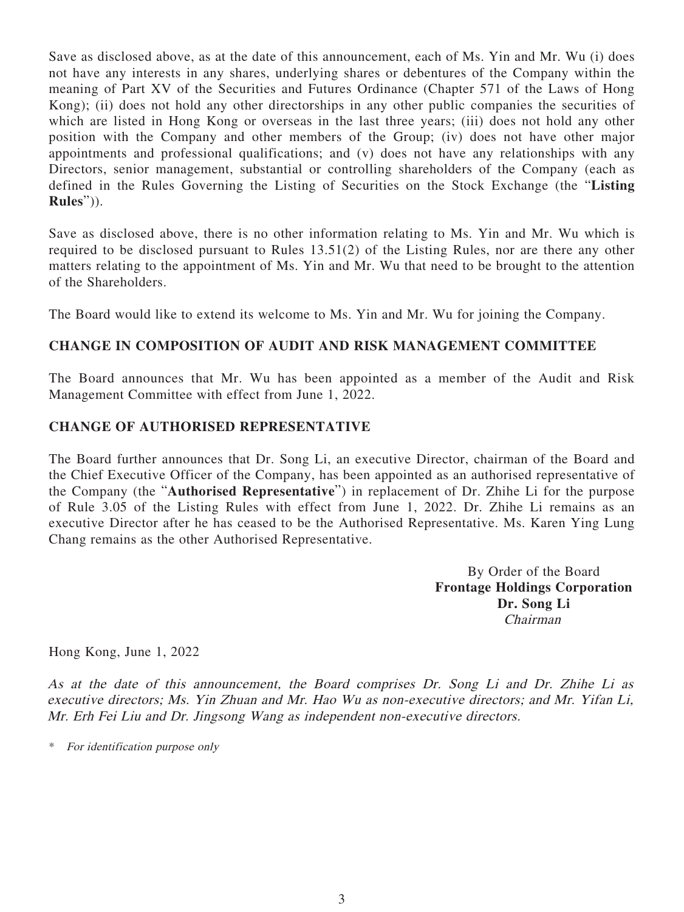Save as disclosed above, as at the date of this announcement, each of Ms. Yin and Mr. Wu (i) does not have any interests in any shares, underlying shares or debentures of the Company within the meaning of Part XV of the Securities and Futures Ordinance (Chapter 571 of the Laws of Hong Kong); (ii) does not hold any other directorships in any other public companies the securities of which are listed in Hong Kong or overseas in the last three years; (iii) does not hold any other position with the Company and other members of the Group; (iv) does not have other major appointments and professional qualifications; and (v) does not have any relationships with any Directors, senior management, substantial or controlling shareholders of the Company (each as defined in the Rules Governing the Listing of Securities on the Stock Exchange (the "**Listing Rules**")).

Save as disclosed above, there is no other information relating to Ms. Yin and Mr. Wu which is required to be disclosed pursuant to Rules 13.51(2) of the Listing Rules, nor are there any other matters relating to the appointment of Ms. Yin and Mr. Wu that need to be brought to the attention of the Shareholders.

The Board would like to extend its welcome to Ms. Yin and Mr. Wu for joining the Company.

## CHANGE IN COMPOSITION OF AUDIT AND RISK MANAGEMENT COMMITTEE

The Board announces that Mr. Wu has been appointed as a member of the Audit and Risk Management Committee with effect from June 1, 2022.

## CHANGE OF AUTHORISED REPRESENTATIVE

The Board further announces that Dr. Song Li, an executive Director, chairman of the Board and the Chief Executive Officer of the Company, has been appointed as an authorised representative of the Company (the "**Authorised Representative**") in replacement of Dr. Zhihe Li for the purpose of Rule 3.05 of the Listing Rules with effect from June 1, 2022. Dr. Zhihe Li remains as an executive Director after he has ceased to be the Authorised Representative. Ms. Karen Ying Lung Chang remains as the other Authorised Representative.

By Order of the Board
**Frontage Holdings Corporation**
**Dr. Song Li**
*Chairman*

Hong Kong, June 1, 2022

*As at the date of this announcement, the Board comprises Dr. Song Li and Dr. Zhihe Li as executive directors; Ms. Yin Zhuan and Mr. Hao Wu as non-executive directors; and Mr. Yifan Li, Mr. Erh Fei Liu and Dr. Jingsong Wang as independent non-executive directors.*

\* *For identification purpose only*